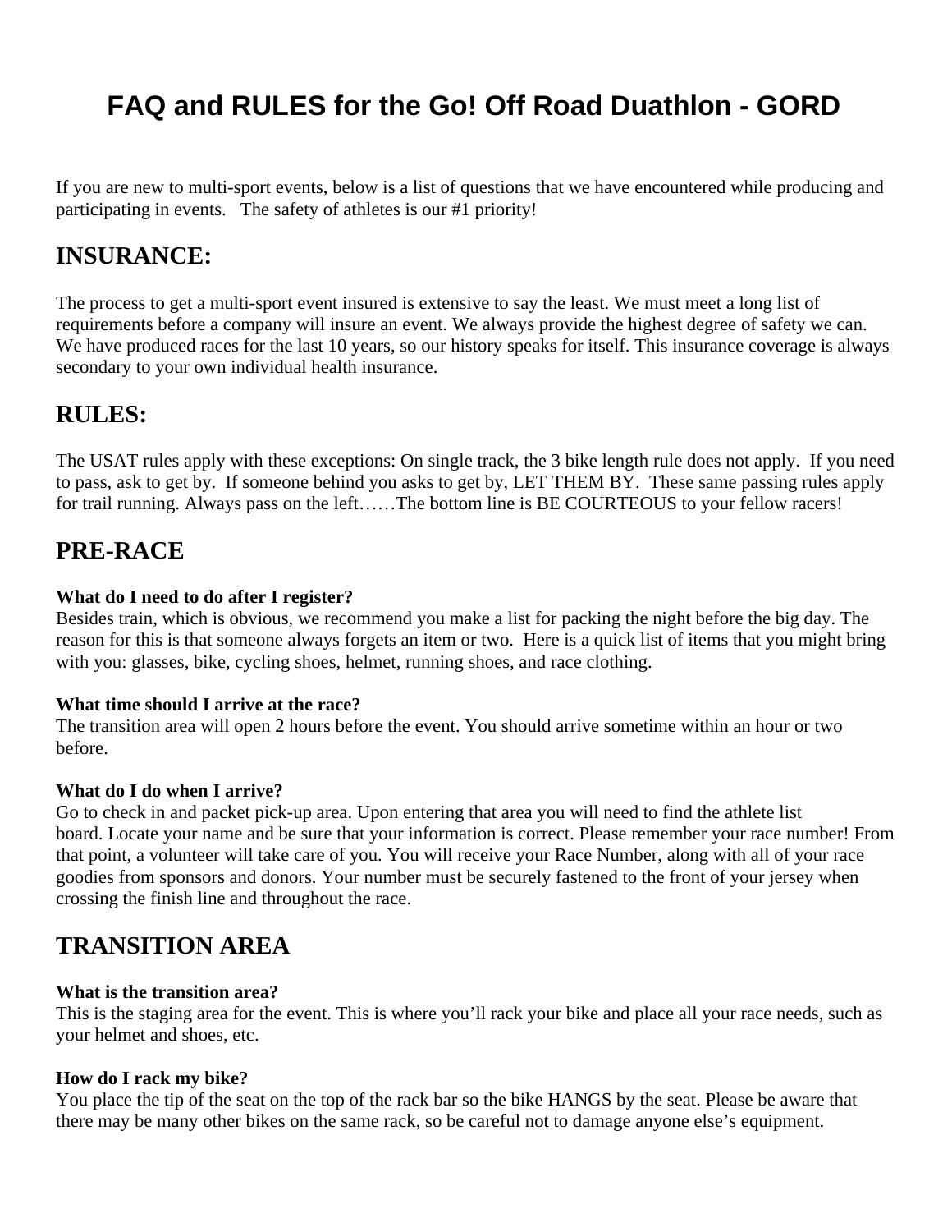# FAQ and RULES for the Go! Off Road Duathlon - GORD

If you are new to multi-sport events, below is a list of questions that we have encountered while producing and participating in events. The safety of athletes is our #1 priority!

## INSURANCE:

The process to get a multi-sport event insured is extensive to say the least. We must meet a long list of requirements before a company will insure an event. We always provide the highest degree of safety we can. We have produced races for the last 10 years, so our history speaks for itself. This insurance coverage is always secondary to your own individual health insurance.

## RULES:

The USAT rules apply with these exceptions: On single track, the 3 bike length rule does not apply. If you need to pass, ask to get by. If someone behind you asks to get by, LET THEM BY. These same passing rules apply for trail running. Always pass on the left……The bottom line is BE COURTEOUS to your fellow racers!

## PRE-RACE

**What do I need to do after I register?**
Besides train, which is obvious, we recommend you make a list for packing the night before the big day. The reason for this is that someone always forgets an item or two. Here is a quick list of items that you might bring with you: glasses, bike, cycling shoes, helmet, running shoes, and race clothing.

**What time should I arrive at the race?**
The transition area will open 2 hours before the event. You should arrive sometime within an hour or two before.

**What do I do when I arrive?**
Go to check in and packet pick-up area. Upon entering that area you will need to find the athlete list board. Locate your name and be sure that your information is correct. Please remember your race number! From that point, a volunteer will take care of you. You will receive your Race Number, along with all of your race goodies from sponsors and donors. Your number must be securely fastened to the front of your jersey when crossing the finish line and throughout the race.

## TRANSITION AREA

**What is the transition area?**
This is the staging area for the event. This is where you'll rack your bike and place all your race needs, such as your helmet and shoes, etc.

**How do I rack my bike?**
You place the tip of the seat on the top of the rack bar so the bike HANGS by the seat. Please be aware that there may be many other bikes on the same rack, so be careful not to damage anyone else's equipment.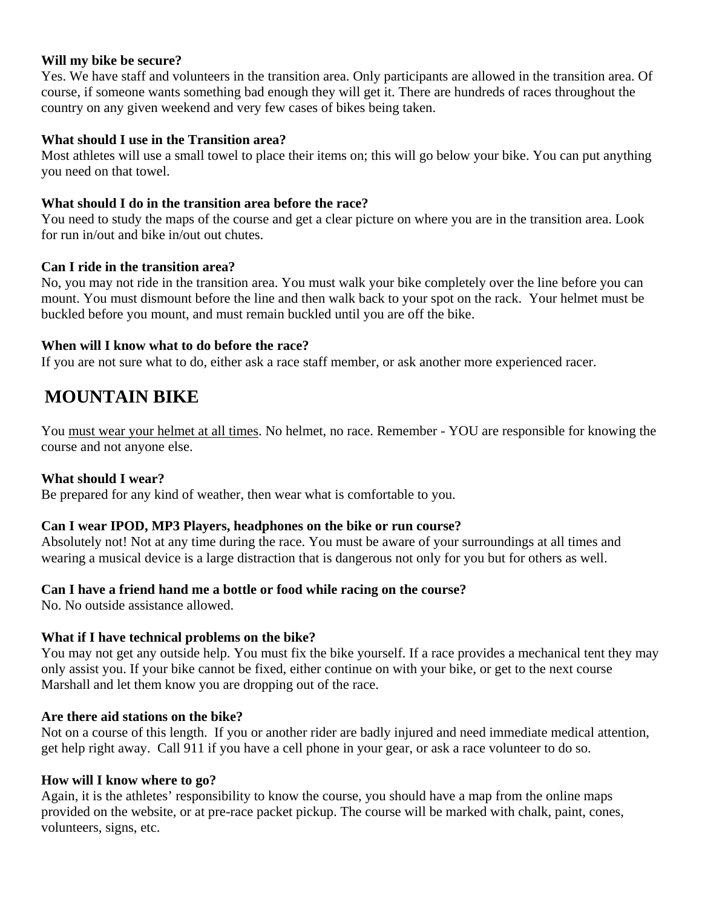**Will my bike be secure?**
Yes. We have staff and volunteers in the transition area. Only participants are allowed in the transition area. Of course, if someone wants something bad enough they will get it. There are hundreds of races throughout the country on any given weekend and very few cases of bikes being taken.

**What should I use in the Transition area?**
Most athletes will use a small towel to place their items on; this will go below your bike. You can put anything you need on that towel.

**What should I do in the transition area before the race?**
You need to study the maps of the course and get a clear picture on where you are in the transition area. Look for run in/out and bike in/out out chutes.

**Can I ride in the transition area?**
No, you may not ride in the transition area. You must walk your bike completely over the line before you can mount. You must dismount before the line and then walk back to your spot on the rack. Your helmet must be buckled before you mount, and must remain buckled until you are off the bike.

**When will I know what to do before the race?**
If you are not sure what to do, either ask a race staff member, or ask another more experienced racer.

## MOUNTAIN BIKE

You <u>must wear your helmet at all times</u>. No helmet, no race. Remember - YOU are responsible for knowing the course and not anyone else.

**What should I wear?**
Be prepared for any kind of weather, then wear what is comfortable to you.

**Can I wear IPOD, MP3 Players, headphones on the bike or run course?**
Absolutely not! Not at any time during the race. You must be aware of your surroundings at all times and wearing a musical device is a large distraction that is dangerous not only for you but for others as well.

**Can I have a friend hand me a bottle or food while racing on the course?**
No. No outside assistance allowed.

**What if I have technical problems on the bike?**
You may not get any outside help. You must fix the bike yourself. If a race provides a mechanical tent they may only assist you. If your bike cannot be fixed, either continue on with your bike, or get to the next course Marshall and let them know you are dropping out of the race.

**Are there aid stations on the bike?**
Not on a course of this length. If you or another rider are badly injured and need immediate medical attention, get help right away. Call 911 if you have a cell phone in your gear, or ask a race volunteer to do so.

**How will I know where to go?**
Again, it is the athletes' responsibility to know the course, you should have a map from the online maps provided on the website, or at pre-race packet pickup. The course will be marked with chalk, paint, cones, volunteers, signs, etc.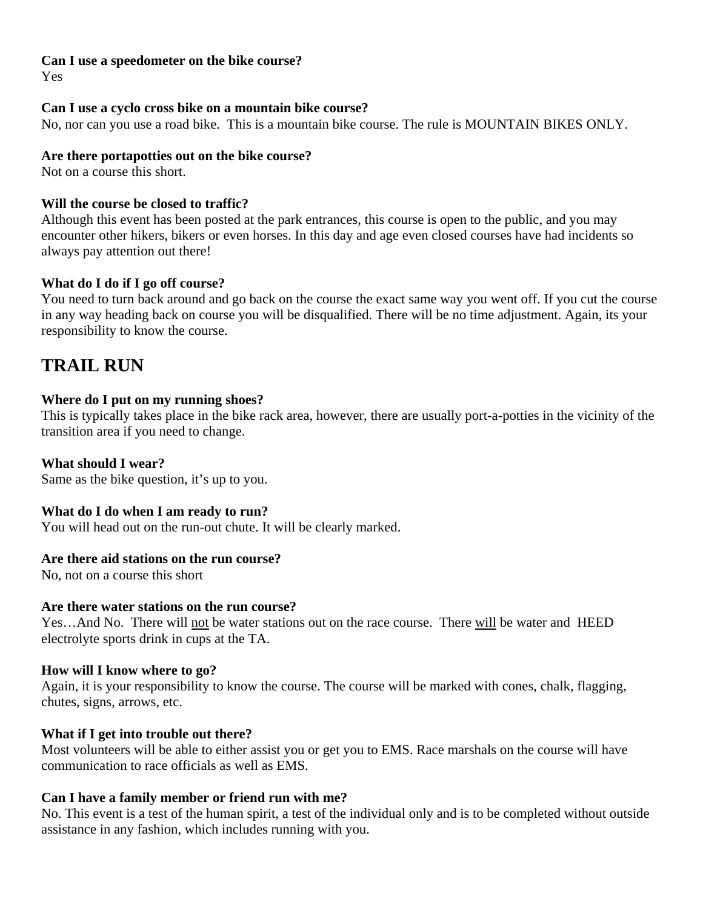**Can I use a speedometer on the bike course?**
Yes

**Can I use a cyclo cross bike on a mountain bike course?**
No, nor can you use a road bike. This is a mountain bike course. The rule is MOUNTAIN BIKES ONLY.

**Are there portapotties out on the bike course?**
Not on a course this short.

**Will the course be closed to traffic?**
Although this event has been posted at the park entrances, this course is open to the public, and you may encounter other hikers, bikers or even horses. In this day and age even closed courses have had incidents so always pay attention out there!

**What do I do if I go off course?**
You need to turn back around and go back on the course the exact same way you went off. If you cut the course in any way heading back on course you will be disqualified. There will be no time adjustment. Again, its your responsibility to know the course.

## TRAIL RUN

**Where do I put on my running shoes?**
This is typically takes place in the bike rack area, however, there are usually port-a-potties in the vicinity of the transition area if you need to change.

**What should I wear?**
Same as the bike question, it's up to you.

**What do I do when I am ready to run?**
You will head out on the run-out chute. It will be clearly marked.

**Are there aid stations on the run course?**
No, not on a course this short

**Are there water stations on the run course?**
Yes…And No. There will <u>not</u> be water stations out on the race course. There <u>will</u> be water and HEED electrolyte sports drink in cups at the TA.

**How will I know where to go?**
Again, it is your responsibility to know the course. The course will be marked with cones, chalk, flagging, chutes, signs, arrows, etc.

**What if I get into trouble out there?**
Most volunteers will be able to either assist you or get you to EMS. Race marshals on the course will have communication to race officials as well as EMS.

**Can I have a family member or friend run with me?**
No. This event is a test of the human spirit, a test of the individual only and is to be completed without outside assistance in any fashion, which includes running with you.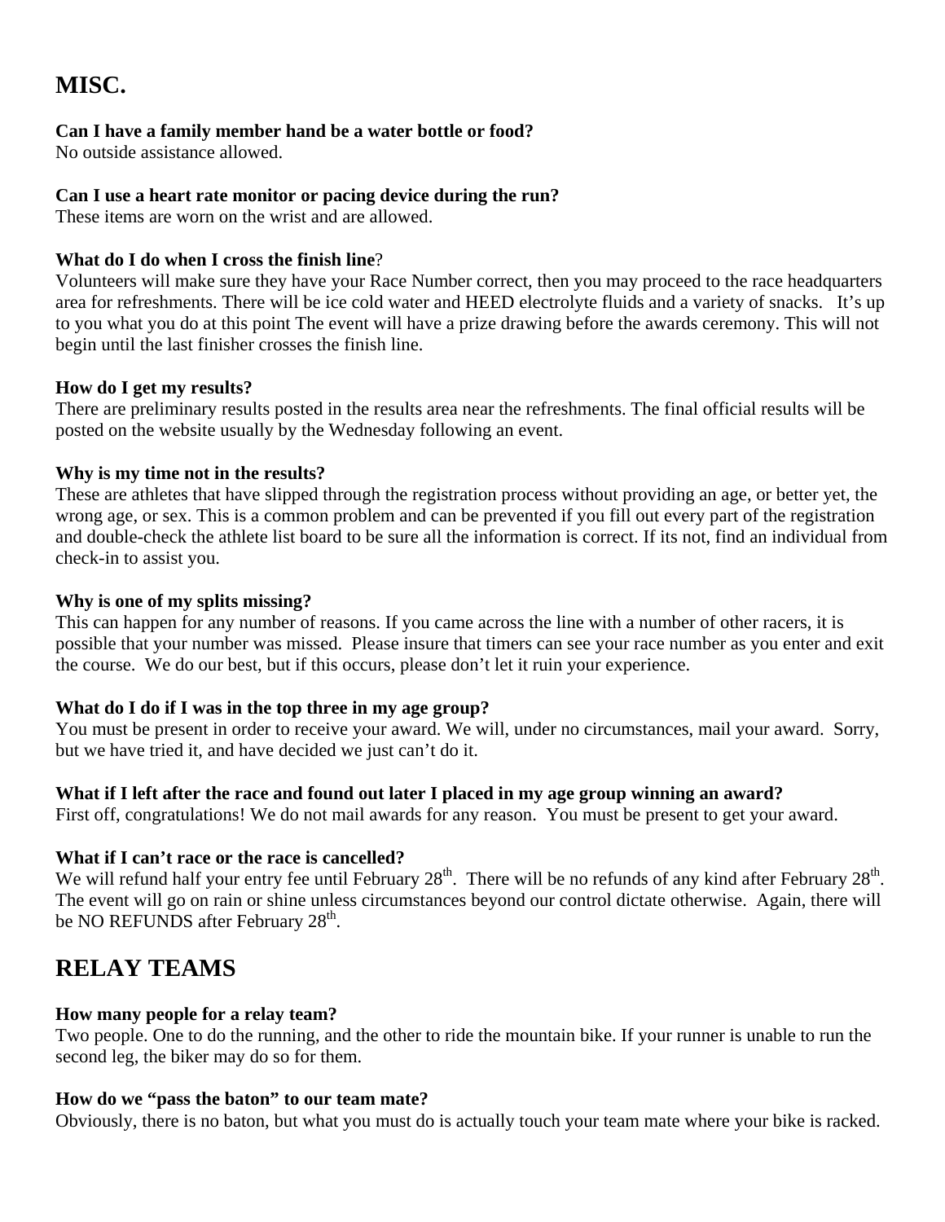# MISC.

**Can I have a family member hand be a water bottle or food?**
No outside assistance allowed.

**Can I use a heart rate monitor or pacing device during the run?**
These items are worn on the wrist and are allowed.

**What do I do when I cross the finish line**?
Volunteers will make sure they have your Race Number correct, then you may proceed to the race headquarters area for refreshments. There will be ice cold water and HEED electrolyte fluids and a variety of snacks. It's up to you what you do at this point The event will have a prize drawing before the awards ceremony. This will not begin until the last finisher crosses the finish line.

**How do I get my results?**
There are preliminary results posted in the results area near the refreshments. The final official results will be posted on the website usually by the Wednesday following an event.

**Why is my time not in the results?**
These are athletes that have slipped through the registration process without providing an age, or better yet, the wrong age, or sex. This is a common problem and can be prevented if you fill out every part of the registration and double-check the athlete list board to be sure all the information is correct. If its not, find an individual from check-in to assist you.

**Why is one of my splits missing?**
This can happen for any number of reasons. If you came across the line with a number of other racers, it is possible that your number was missed. Please insure that timers can see your race number as you enter and exit the course. We do our best, but if this occurs, please don't let it ruin your experience.

**What do I do if I was in the top three in my age group?**
You must be present in order to receive your award. We will, under no circumstances, mail your award. Sorry, but we have tried it, and have decided we just can't do it.

**What if I left after the race and found out later I placed in my age group winning an award?**
First off, congratulations! We do not mail awards for any reason. You must be present to get your award.

**What if I can't race or the race is cancelled?**
We will refund half your entry fee until February 28th. There will be no refunds of any kind after February 28th. The event will go on rain or shine unless circumstances beyond our control dictate otherwise. Again, there will be NO REFUNDS after February 28th.

# RELAY TEAMS

**How many people for a relay team?**
Two people. One to do the running, and the other to ride the mountain bike. If your runner is unable to run the second leg, the biker may do so for them.

**How do we "pass the baton" to our team mate?**
Obviously, there is no baton, but what you must do is actually touch your team mate where your bike is racked.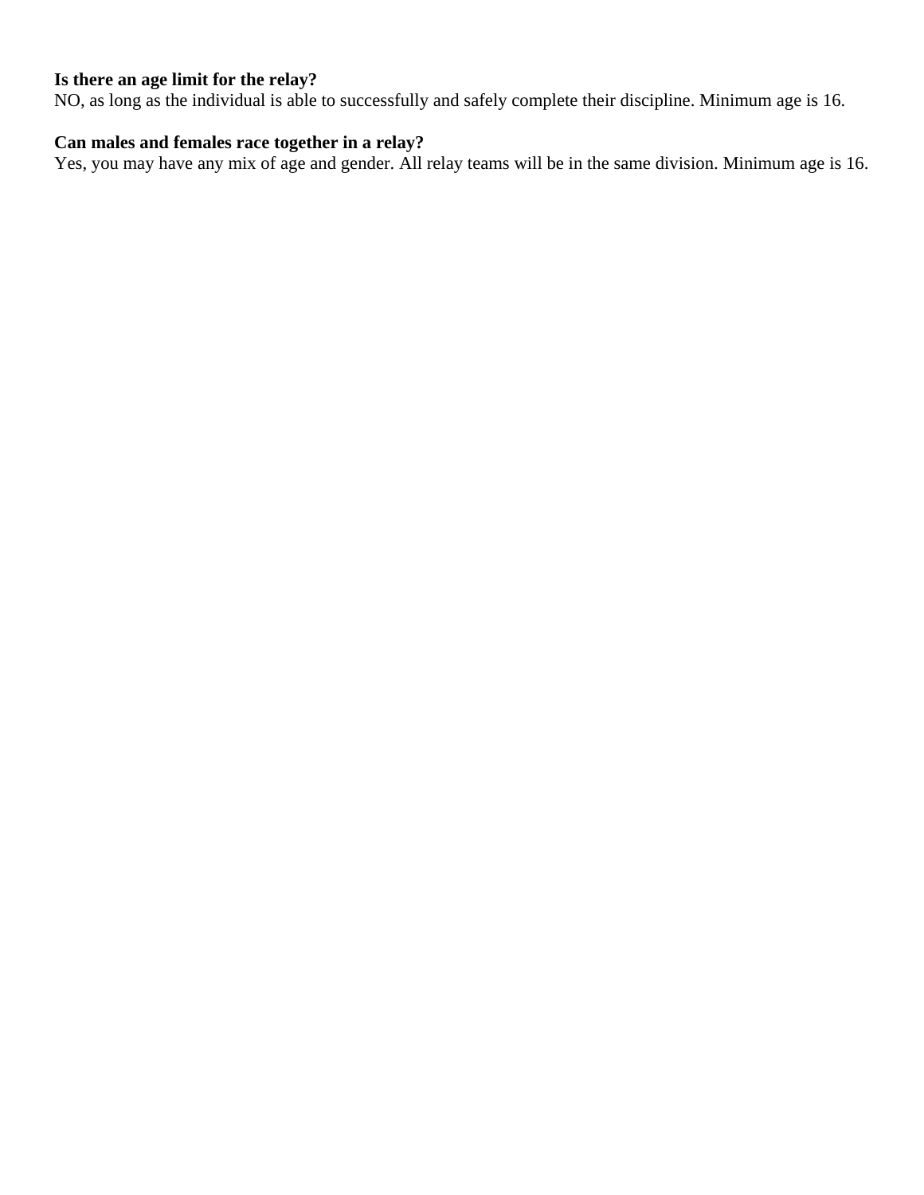**Is there an age limit for the relay?**
NO, as long as the individual is able to successfully and safely complete their discipline. Minimum age is 16.

**Can males and females race together in a relay?**
Yes, you may have any mix of age and gender. All relay teams will be in the same division. Minimum age is 16.